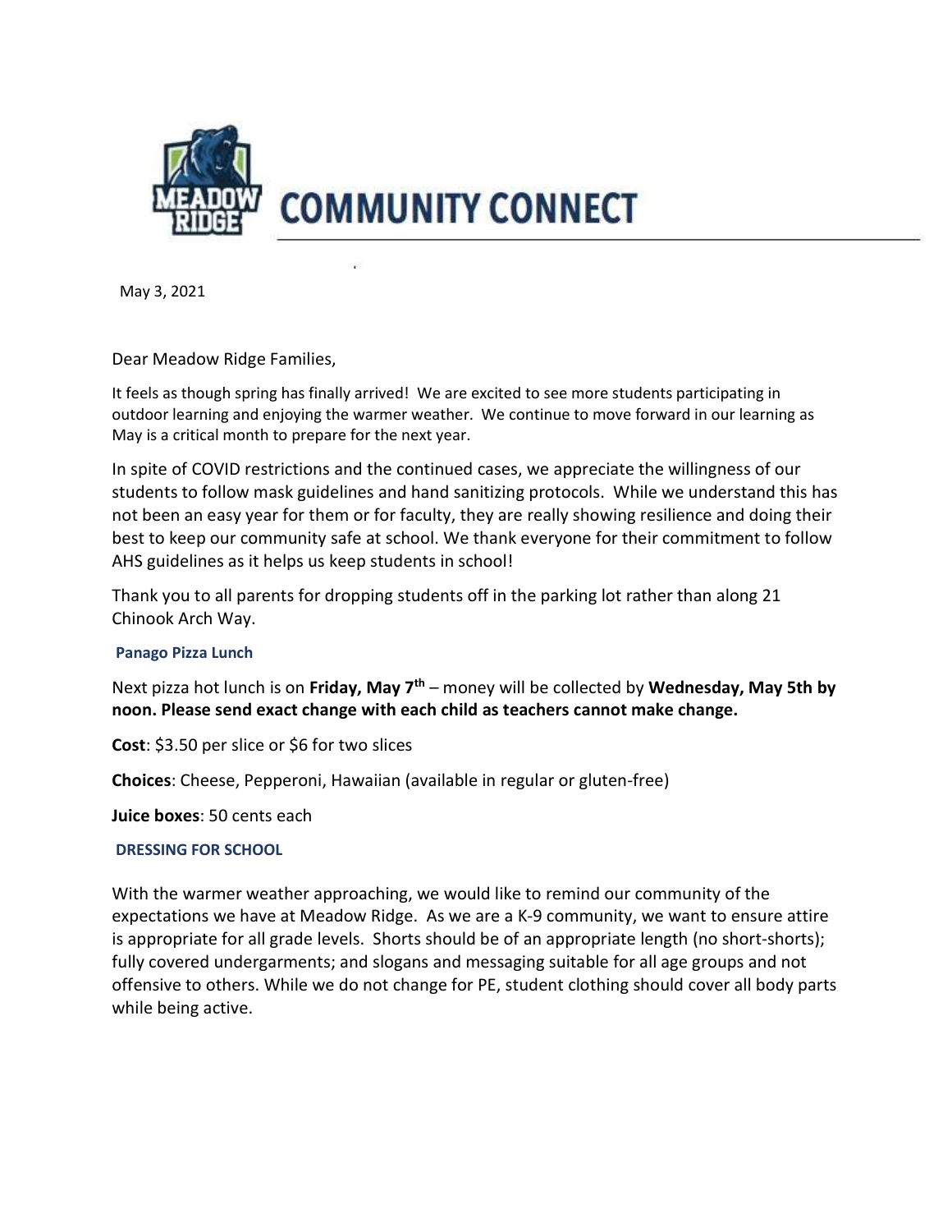# COMMUNITY CONNECT

May 3, 2021

Dear Meadow Ridge Families,

It feels as though spring has finally arrived! We are excited to see more students participating in outdoor learning and enjoying the warmer weather. We continue to move forward in our learning as May is a critical month to prepare for the next year.

In spite of COVID restrictions and the continued cases, we appreciate the willingness of our students to follow mask guidelines and hand sanitizing protocols. While we understand this has not been an easy year for them or for faculty, they are really showing resilience and doing their best to keep our community safe at school. We thank everyone for their commitment to follow AHS guidelines as it helps us keep students in school!

Thank you to all parents for dropping students off in the parking lot rather than along 21 Chinook Arch Way.

### Panago Pizza Lunch

Next pizza hot lunch is on **Friday, May 7th** – money will be collected by **Wednesday, May 5th by noon. Please send exact change with each child as teachers cannot make change.**

**Cost**: $3.50 per slice or $6 for two slices

**Choices**: Cheese, Pepperoni, Hawaiian (available in regular or gluten-free)

**Juice boxes**: 50 cents each

### DRESSING FOR SCHOOL

With the warmer weather approaching, we would like to remind our community of the expectations we have at Meadow Ridge. As we are a K-9 community, we want to ensure attire is appropriate for all grade levels. Shorts should be of an appropriate length (no short-shorts); fully covered undergarments; and slogans and messaging suitable for all age groups and not offensive to others. While we do not change for PE, student clothing should cover all body parts while being active.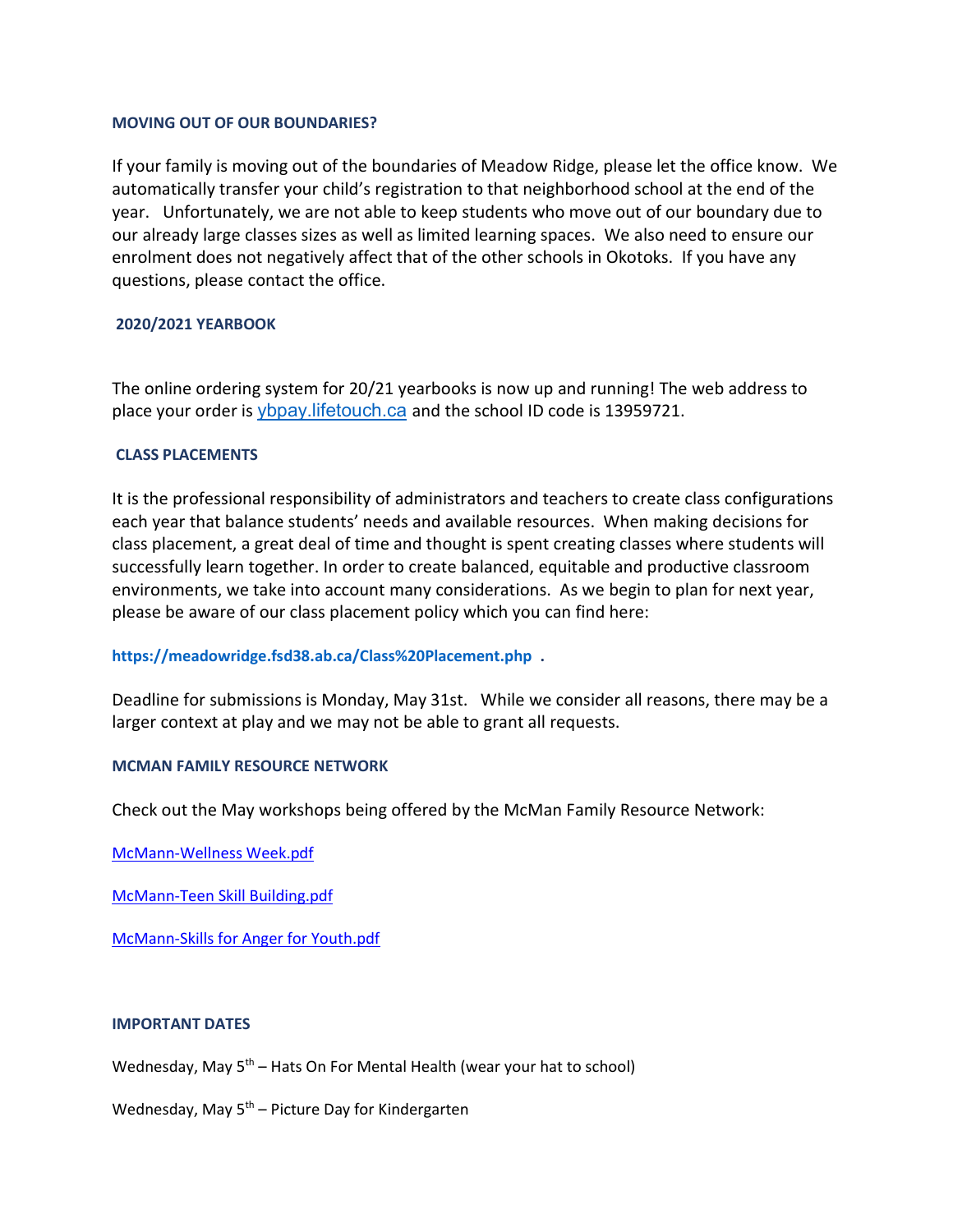**MOVING OUT OF OUR BOUNDARIES?**

If your family is moving out of the boundaries of Meadow Ridge, please let the office know. We automatically transfer your child's registration to that neighborhood school at the end of the year. Unfortunately, we are not able to keep students who move out of our boundary due to our already large classes sizes as well as limited learning spaces. We also need to ensure our enrolment does not negatively affect that of the other schools in Okotoks. If you have any questions, please contact the office.

**2020/2021 YEARBOOK**

The online ordering system for 20/21 yearbooks is now up and running! The web address to place your order is ybpay.lifetouch.ca and the school ID code is 13959721.

**CLASS PLACEMENTS**

It is the professional responsibility of administrators and teachers to create class configurations each year that balance students' needs and available resources. When making decisions for class placement, a great deal of time and thought is spent creating classes where students will successfully learn together. In order to create balanced, equitable and productive classroom environments, we take into account many considerations. As we begin to plan for next year, please be aware of our class placement policy which you can find here:

**https://meadowridge.fsd38.ab.ca/Class%20Placement.php .**

Deadline for submissions is Monday, May 31st. While we consider all reasons, there may be a larger context at play and we may not be able to grant all requests.

**MCMAN FAMILY RESOURCE NETWORK**

Check out the May workshops being offered by the McMan Family Resource Network:

McMann-Wellness Week.pdf

McMann-Teen Skill Building.pdf

McMann-Skills for Anger for Youth.pdf

**IMPORTANT DATES**

Wednesday, May 5th – Hats On For Mental Health (wear your hat to school)

Wednesday, May 5th – Picture Day for Kindergarten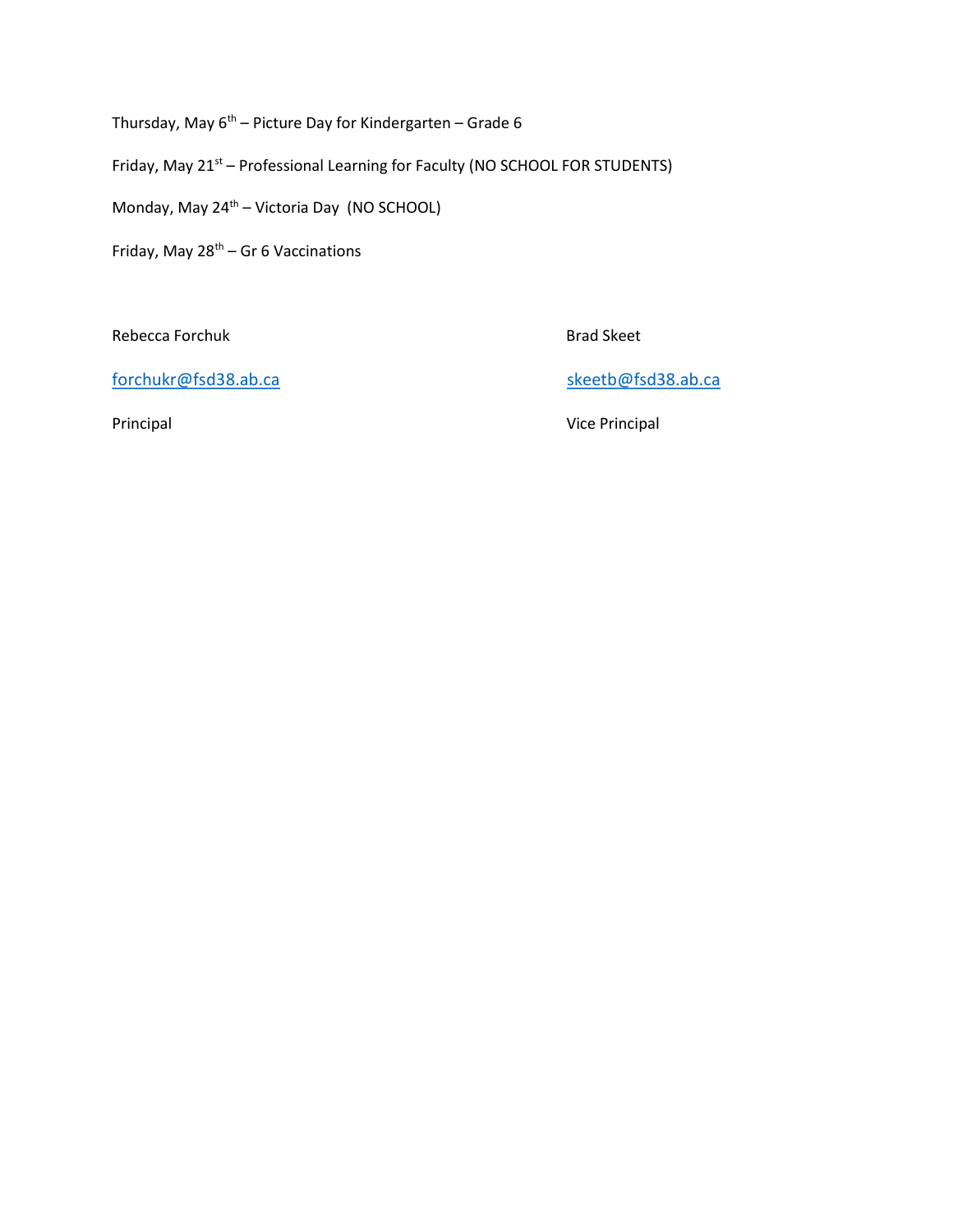Thursday, May 6th – Picture Day for Kindergarten – Grade 6

Friday, May 21st – Professional Learning for Faculty (NO SCHOOL FOR STUDENTS)

Monday, May 24th – Victoria Day (NO SCHOOL)

Friday, May 28th – Gr 6 Vaccinations

Rebecca Forchuk

forchukr@fsd38.ab.ca

Principal

Brad Skeet

skeetb@fsd38.ab.ca

Vice Principal